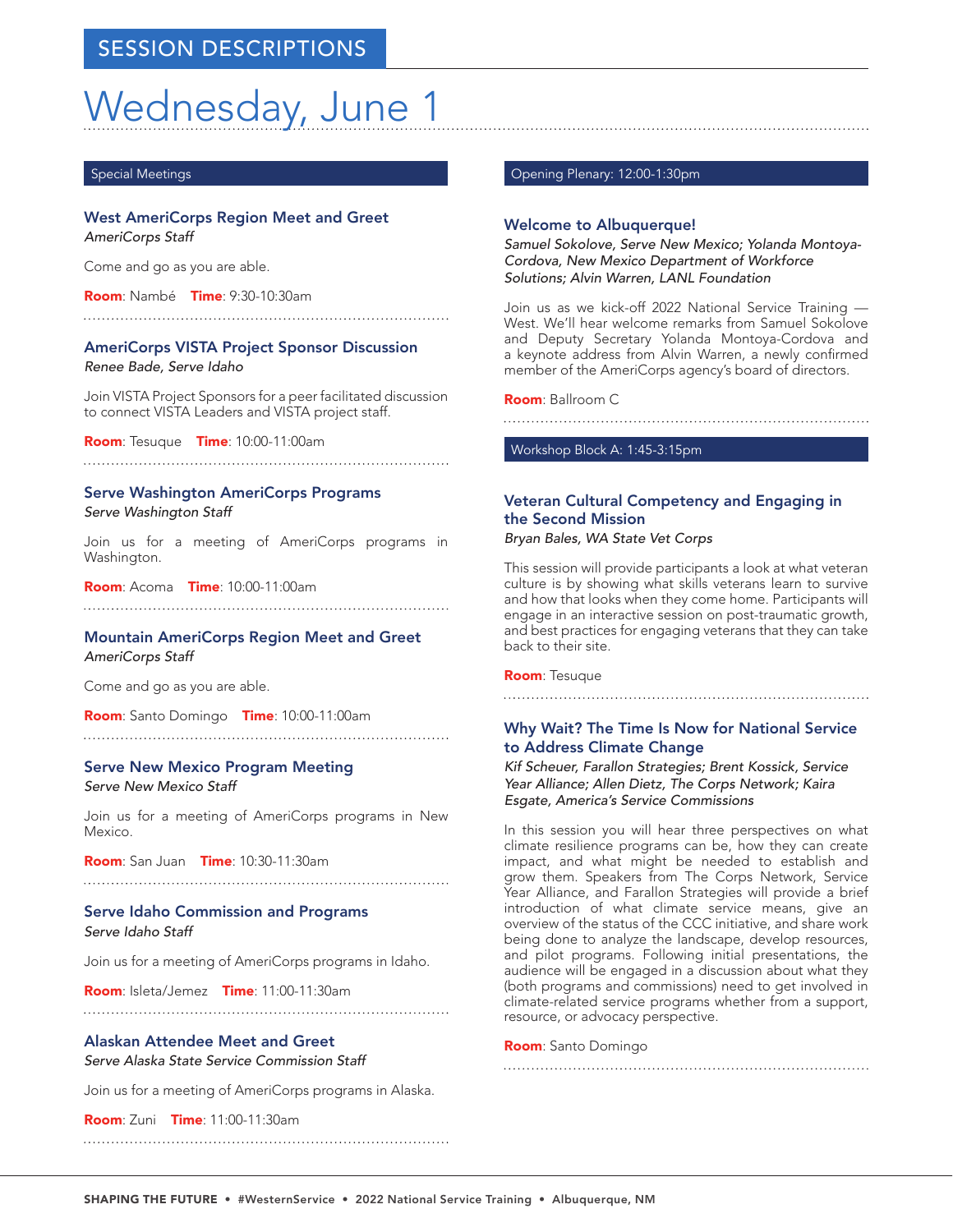# SESSION DESCRIPTIONS

## Wednesday, June 1

### Special Meetings

**West AmeriCorps Region Meet and Greet**
*AmeriCorps Staff*

Come and go as you are able.

**Room**: Nambé **Time**: 9:30-10:30am

**AmeriCorps VISTA Project Sponsor Discussion**
*Renee Bade, Serve Idaho*

Join VISTA Project Sponsors for a peer facilitated discussion to connect VISTA Leaders and VISTA project staff.

**Room**: Tesuque **Time**: 10:00-11:00am

**Serve Washington AmeriCorps Programs**
*Serve Washington Staff*

Join us for a meeting of AmeriCorps programs in Washington.

**Room**: Acoma **Time**: 10:00-11:00am

**Mountain AmeriCorps Region Meet and Greet**
*AmeriCorps Staff*

Come and go as you are able.

**Room**: Santo Domingo **Time**: 10:00-11:00am

**Serve New Mexico Program Meeting**
*Serve New Mexico Staff*

Join us for a meeting of AmeriCorps programs in New Mexico.

**Room**: San Juan **Time**: 10:30-11:30am

**Serve Idaho Commission and Programs**
*Serve Idaho Staff*

Join us for a meeting of AmeriCorps programs in Idaho.

**Room**: Isleta/Jemez **Time**: 11:00-11:30am

**Alaskan Attendee Meet and Greet**
*Serve Alaska State Service Commission Staff*

Join us for a meeting of AmeriCorps programs in Alaska.

**Room**: Zuni **Time**: 11:00-11:30am

### Opening Plenary: 12:00-1:30pm

**Welcome to Albuquerque!**
*Samuel Sokolove, Serve New Mexico; Yolanda Montoya-Cordova, New Mexico Department of Workforce Solutions; Alvin Warren, LANL Foundation*

Join us as we kick-off 2022 National Service Training — West. We'll hear welcome remarks from Samuel Sokolove and Deputy Secretary Yolanda Montoya-Cordova and a keynote address from Alvin Warren, a newly confirmed member of the AmeriCorps agency's board of directors.

**Room**: Ballroom C

### Workshop Block A: 1:45-3:15pm

**Veteran Cultural Competency and Engaging in the Second Mission**
*Bryan Bales, WA State Vet Corps*

This session will provide participants a look at what veteran culture is by showing what skills veterans learn to survive and how that looks when they come home. Participants will engage in an interactive session on post-traumatic growth, and best practices for engaging veterans that they can take back to their site.

**Room**: Tesuque

**Why Wait? The Time Is Now for National Service to Address Climate Change**
*Kif Scheuer, Farallon Strategies; Brent Kossick, Service Year Alliance; Allen Dietz, The Corps Network; Kaira Esgate, America's Service Commissions*

In this session you will hear three perspectives on what climate resilience programs can be, how they can create impact, and what might be needed to establish and grow them. Speakers from The Corps Network, Service Year Alliance, and Farallon Strategies will provide a brief introduction of what climate service means, give an overview of the status of the CCC initiative, and share work being done to analyze the landscape, develop resources, and pilot programs. Following initial presentations, the audience will be engaged in a discussion about what they (both programs and commissions) need to get involved in climate-related service programs whether from a support, resource, or advocacy perspective.

**Room**: Santo Domingo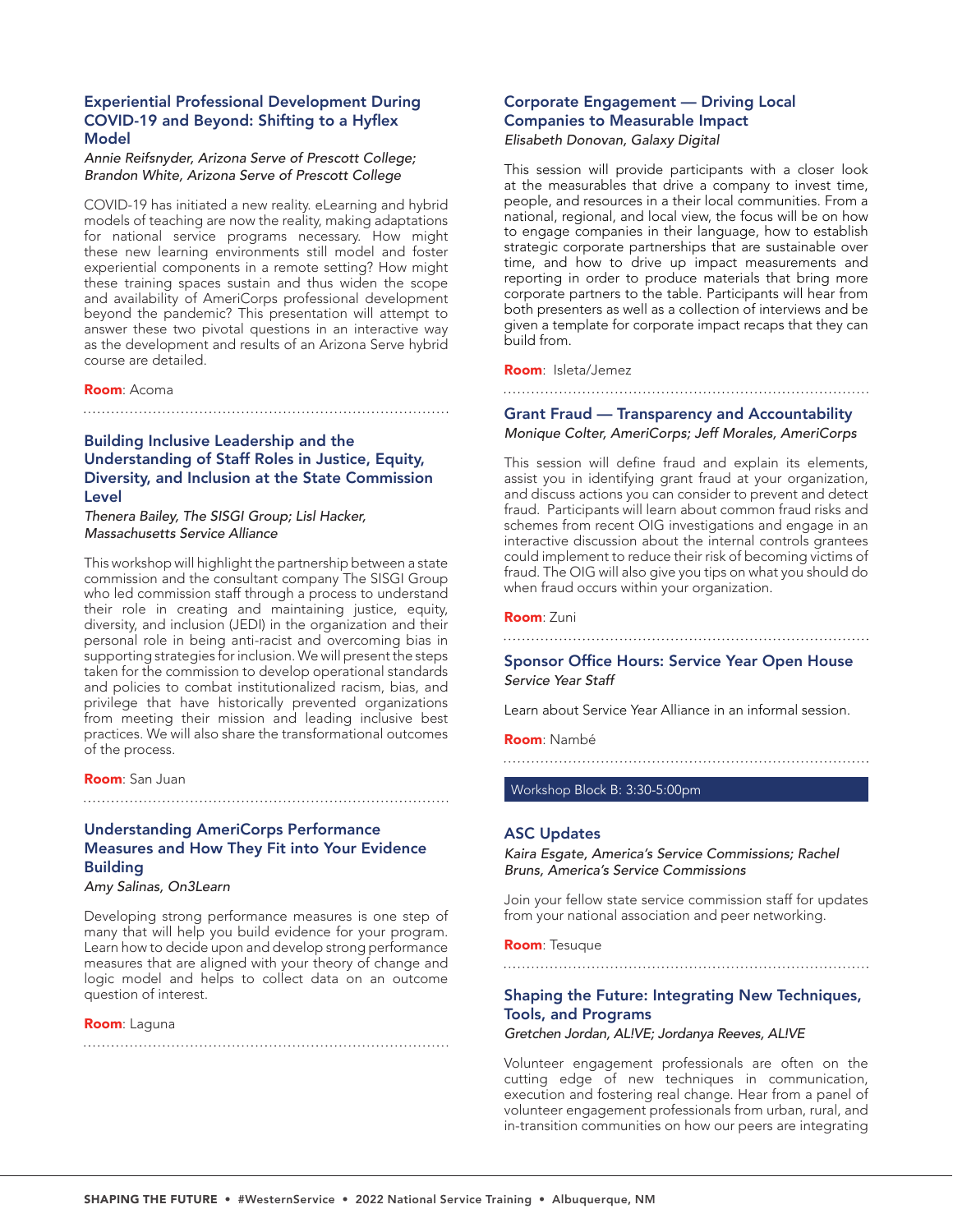### Experiential Professional Development During COVID-19 and Beyond: Shifting to a Hyflex Model

*Annie Reifsnyder, Arizona Serve of Prescott College; Brandon White, Arizona Serve of Prescott College*

COVID-19 has initiated a new reality. eLearning and hybrid models of teaching are now the reality, making adaptations for national service programs necessary. How might these new learning environments still model and foster experiential components in a remote setting? How might these training spaces sustain and thus widen the scope and availability of AmeriCorps professional development beyond the pandemic? This presentation will attempt to answer these two pivotal questions in an interactive way as the development and results of an Arizona Serve hybrid course are detailed.

**Room**: Acoma

### Building Inclusive Leadership and the Understanding of Staff Roles in Justice, Equity, Diversity, and Inclusion at the State Commission Level

*Thenera Bailey, The SISGI Group; Lisl Hacker, Massachusetts Service Alliance*

This workshop will highlight the partnership between a state commission and the consultant company The SISGI Group who led commission staff through a process to understand their role in creating and maintaining justice, equity, diversity, and inclusion (JEDI) in the organization and their personal role in being anti-racist and overcoming bias in supporting strategies for inclusion. We will present the steps taken for the commission to develop operational standards and policies to combat institutionalized racism, bias, and privilege that have historically prevented organizations from meeting their mission and leading inclusive best practices. We will also share the transformational outcomes of the process.

**Room**: San Juan

### Understanding AmeriCorps Performance Measures and How They Fit into Your Evidence Building

*Amy Salinas, On3Learn*

Developing strong performance measures is one step of many that will help you build evidence for your program. Learn how to decide upon and develop strong performance measures that are aligned with your theory of change and logic model and helps to collect data on an outcome question of interest.

**Room**: Laguna

### Corporate Engagement — Driving Local Companies to Measurable Impact

*Elisabeth Donovan, Galaxy Digital*

This session will provide participants with a closer look at the measurables that drive a company to invest time, people, and resources in a their local communities. From a national, regional, and local view, the focus will be on how to engage companies in their language, how to establish strategic corporate partnerships that are sustainable over time, and how to drive up impact measurements and reporting in order to produce materials that bring more corporate partners to the table. Participants will hear from both presenters as well as a collection of interviews and be given a template for corporate impact recaps that they can build from.

**Room**: Isleta/Jemez

### Grant Fraud — Transparency and Accountability

*Monique Colter, AmeriCorps; Jeff Morales, AmeriCorps*

This session will define fraud and explain its elements, assist you in identifying grant fraud at your organization, and discuss actions you can consider to prevent and detect fraud. Participants will learn about common fraud risks and schemes from recent OIG investigations and engage in an interactive discussion about the internal controls grantees could implement to reduce their risk of becoming victims of fraud. The OIG will also give you tips on what you should do when fraud occurs within your organization.

**Room**: Zuni

### Sponsor Office Hours: Service Year Open House

*Service Year Staff*

Learn about Service Year Alliance in an informal session.

**Room**: Nambé

## Workshop Block B: 3:30-5:00pm

### ASC Updates

*Kaira Esgate, America's Service Commissions; Rachel Bruns, America's Service Commissions*

Join your fellow state service commission staff for updates from your national association and peer networking.

**Room**: Tesuque

### Shaping the Future: Integrating New Techniques, Tools, and Programs

*Gretchen Jordan, AL!VE; Jordanya Reeves, AL!VE*

Volunteer engagement professionals are often on the cutting edge of new techniques in communication, execution and fostering real change. Hear from a panel of volunteer engagement professionals from urban, rural, and in-transition communities on how our peers are integrating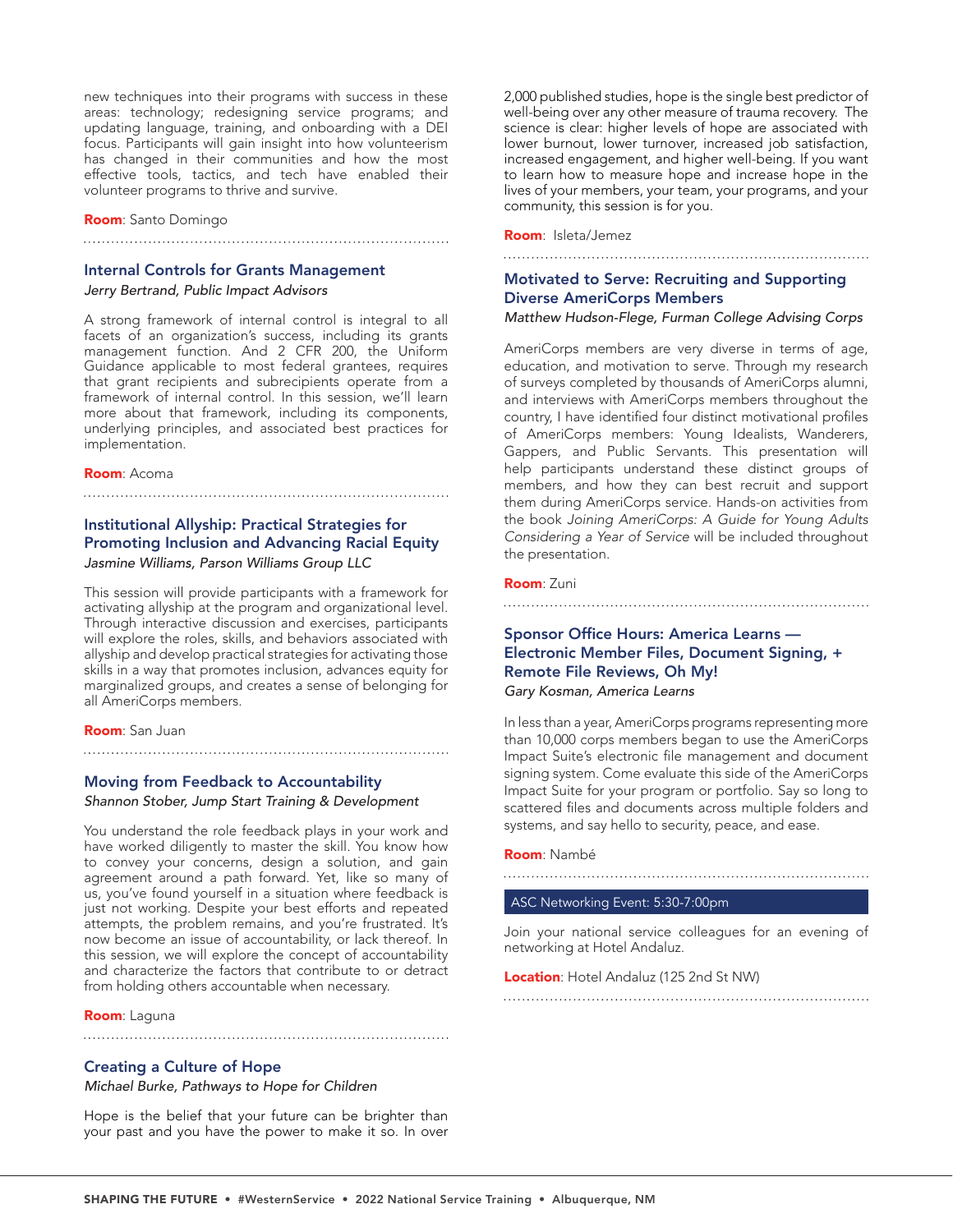new techniques into their programs with success in these areas: technology; redesigning service programs; and updating language, training, and onboarding with a DEI focus. Participants will gain insight into how volunteerism has changed in their communities and how the most effective tools, tactics, and tech have enabled their volunteer programs to thrive and survive.

**Room**: Santo Domingo

### Internal Controls for Grants Management

*Jerry Bertrand, Public Impact Advisors*

A strong framework of internal control is integral to all facets of an organization's success, including its grants management function. And 2 CFR 200, the Uniform Guidance applicable to most federal grantees, requires that grant recipients and subrecipients operate from a framework of internal control. In this session, we'll learn more about that framework, including its components, underlying principles, and associated best practices for implementation.

**Room**: Acoma

### Institutional Allyship: Practical Strategies for Promoting Inclusion and Advancing Racial Equity

*Jasmine Williams, Parson Williams Group LLC*

This session will provide participants with a framework for activating allyship at the program and organizational level. Through interactive discussion and exercises, participants will explore the roles, skills, and behaviors associated with allyship and develop practical strategies for activating those skills in a way that promotes inclusion, advances equity for marginalized groups, and creates a sense of belonging for all AmeriCorps members.

**Room**: San Juan

### Moving from Feedback to Accountability

*Shannon Stober, Jump Start Training & Development*

You understand the role feedback plays in your work and have worked diligently to master the skill. You know how to convey your concerns, design a solution, and gain agreement around a path forward. Yet, like so many of us, you've found yourself in a situation where feedback is just not working. Despite your best efforts and repeated attempts, the problem remains, and you're frustrated. It's now become an issue of accountability, or lack thereof. In this session, we will explore the concept of accountability and characterize the factors that contribute to or detract from holding others accountable when necessary.

**Room**: Laguna

### Creating a Culture of Hope

*Michael Burke, Pathways to Hope for Children*

Hope is the belief that your future can be brighter than your past and you have the power to make it so. In over 2,000 published studies, hope is the single best predictor of well-being over any other measure of trauma recovery. The science is clear: higher levels of hope are associated with lower burnout, lower turnover, increased job satisfaction, increased engagement, and higher well-being. If you want to learn how to measure hope and increase hope in the lives of your members, your team, your programs, and your community, this session is for you.

**Room**: Isleta/Jemez

### Motivated to Serve: Recruiting and Supporting Diverse AmeriCorps Members

*Matthew Hudson-Flege, Furman College Advising Corps*

AmeriCorps members are very diverse in terms of age, education, and motivation to serve. Through my research of surveys completed by thousands of AmeriCorps alumni, and interviews with AmeriCorps members throughout the country, I have identified four distinct motivational profiles of AmeriCorps members: Young Idealists, Wanderers, Gappers, and Public Servants. This presentation will help participants understand these distinct groups of members, and how they can best recruit and support them during AmeriCorps service. Hands-on activities from the book *Joining AmeriCorps: A Guide for Young Adults Considering a Year of Service* will be included throughout the presentation.

**Room**: Zuni

### Sponsor Office Hours: America Learns — Electronic Member Files, Document Signing, + Remote File Reviews, Oh My!

*Gary Kosman, America Learns*

In less than a year, AmeriCorps programs representing more than 10,000 corps members began to use the AmeriCorps Impact Suite's electronic file management and document signing system. Come evaluate this side of the AmeriCorps Impact Suite for your program or portfolio. Say so long to scattered files and documents across multiple folders and systems, and say hello to security, peace, and ease.

**Room**: Nambé

## ASC Networking Event: 5:30-7:00pm

Join your national service colleagues for an evening of networking at Hotel Andaluz.

**Location**: Hotel Andaluz (125 2nd St NW)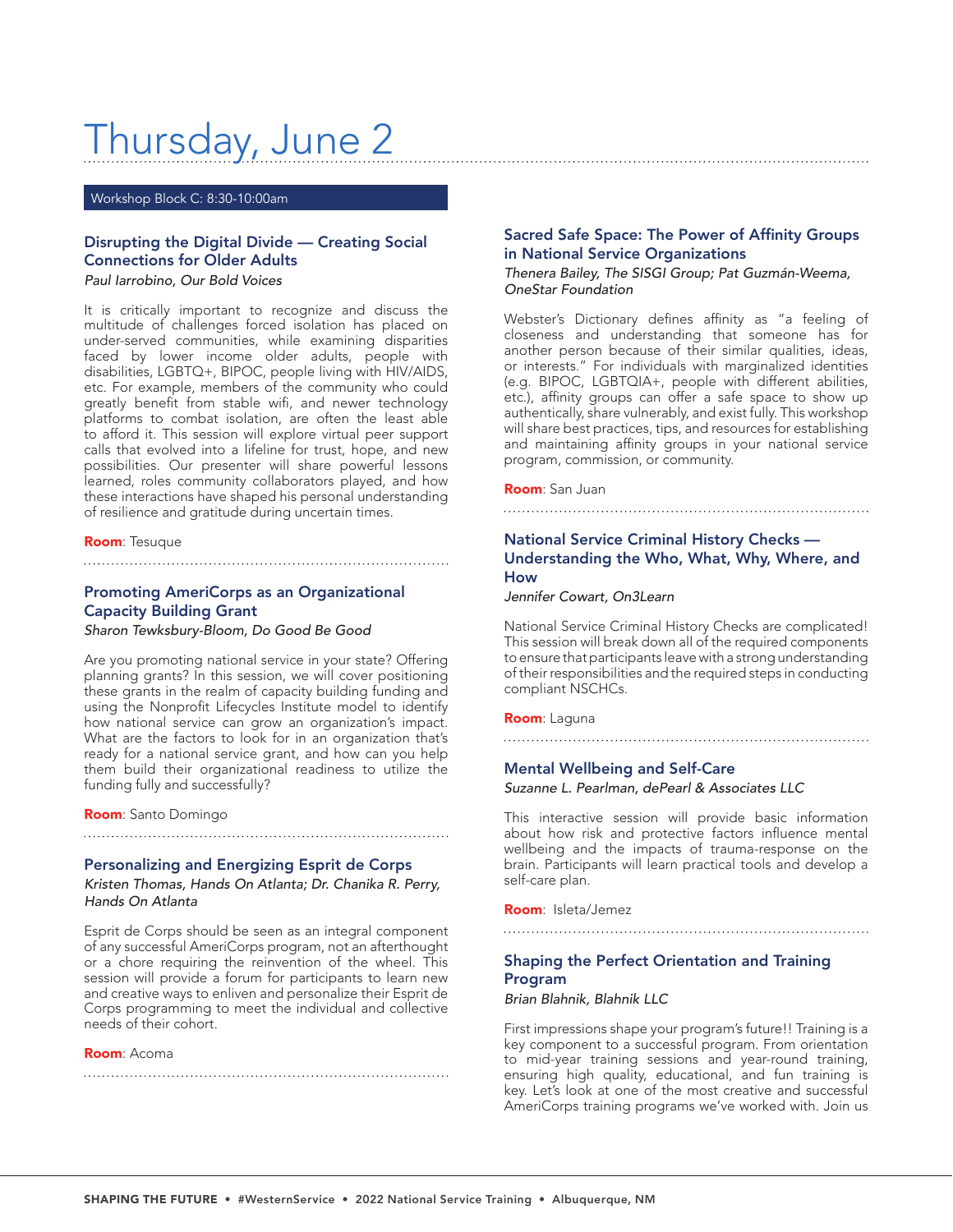# Thursday, June 2

## Workshop Block C: 8:30-10:00am

### Disrupting the Digital Divide — Creating Social Connections for Older Adults

*Paul Iarrobino, Our Bold Voices*

It is critically important to recognize and discuss the multitude of challenges forced isolation has placed on under-served communities, while examining disparities faced by lower income older adults, people with disabilities, LGBTQ+, BIPOC, people living with HIV/AIDS, etc. For example, members of the community who could greatly benefit from stable wifi, and newer technology platforms to combat isolation, are often the least able to afford it. This session will explore virtual peer support calls that evolved into a lifeline for trust, hope, and new possibilities. Our presenter will share powerful lessons learned, roles community collaborators played, and how these interactions have shaped his personal understanding of resilience and gratitude during uncertain times.

**Room**: Tesuque

### Promoting AmeriCorps as an Organizational Capacity Building Grant

*Sharon Tewksbury-Bloom, Do Good Be Good*

Are you promoting national service in your state? Offering planning grants? In this session, we will cover positioning these grants in the realm of capacity building funding and using the Nonprofit Lifecycles Institute model to identify how national service can grow an organization's impact. What are the factors to look for in an organization that's ready for a national service grant, and how can you help them build their organizational readiness to utilize the funding fully and successfully?

**Room**: Santo Domingo

### Personalizing and Energizing Esprit de Corps

*Kristen Thomas, Hands On Atlanta; Dr. Chanika R. Perry, Hands On Atlanta*

Esprit de Corps should be seen as an integral component of any successful AmeriCorps program, not an afterthought or a chore requiring the reinvention of the wheel. This session will provide a forum for participants to learn new and creative ways to enliven and personalize their Esprit de Corps programming to meet the individual and collective needs of their cohort.

**Room**: Acoma

### Sacred Safe Space: The Power of Affinity Groups in National Service Organizations

*Thenera Bailey, The SISGI Group; Pat Guzmán-Weema, OneStar Foundation*

Webster's Dictionary defines affinity as "a feeling of closeness and understanding that someone has for another person because of their similar qualities, ideas, or interests." For individuals with marginalized identities (e.g. BIPOC, LGBTQIA+, people with different abilities, etc.), affinity groups can offer a safe space to show up authentically, share vulnerably, and exist fully. This workshop will share best practices, tips, and resources for establishing and maintaining affinity groups in your national service program, commission, or community.

**Room**: San Juan

### National Service Criminal History Checks — Understanding the Who, What, Why, Where, and How

*Jennifer Cowart, On3Learn*

National Service Criminal History Checks are complicated! This session will break down all of the required components to ensure that participants leave with a strong understanding of their responsibilities and the required steps in conducting compliant NSCHCs.

**Room**: Laguna

### Mental Wellbeing and Self-Care

*Suzanne L. Pearlman, dePearl & Associates LLC*

This interactive session will provide basic information about how risk and protective factors influence mental wellbeing and the impacts of trauma-response on the brain. Participants will learn practical tools and develop a self-care plan.

**Room**: Isleta/Jemez

### Shaping the Perfect Orientation and Training Program

*Brian Blahnik, Blahnik LLC*

First impressions shape your program's future!! Training is a key component to a successful program. From orientation to mid-year training sessions and year-round training, ensuring high quality, educational, and fun training is key. Let's look at one of the most creative and successful AmeriCorps training programs we've worked with. Join us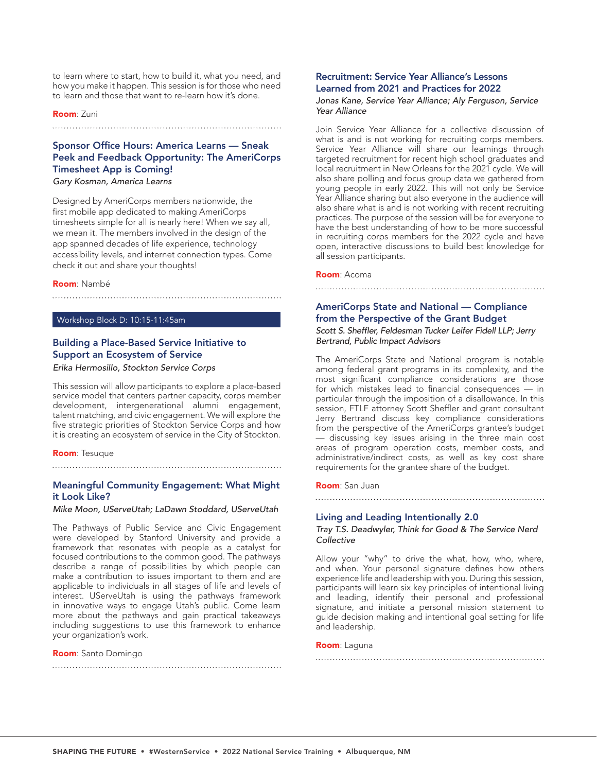to learn where to start, how to build it, what you need, and how you make it happen. This session is for those who need to learn and those that want to re-learn how it's done.

**Room**: Zuni

### Sponsor Office Hours: America Learns — Sneak Peek and Feedback Opportunity: The AmeriCorps Timesheet App is Coming!

*Gary Kosman, America Learns*

Designed by AmeriCorps members nationwide, the first mobile app dedicated to making AmeriCorps timesheets simple for all is nearly here! When we say all, we mean it. The members involved in the design of the app spanned decades of life experience, technology accessibility levels, and internet connection types. Come check it out and share your thoughts!

**Room**: Nambé

## Workshop Block D: 10:15-11:45am

### Building a Place-Based Service Initiative to Support an Ecosystem of Service

*Erika Hermosillo, Stockton Service Corps*

This session will allow participants to explore a place-based service model that centers partner capacity, corps member development, intergenerational alumni engagement, talent matching, and civic engagement. We will explore the five strategic priorities of Stockton Service Corps and how it is creating an ecosystem of service in the City of Stockton.

**Room**: Tesuque

### Meaningful Community Engagement: What Might it Look Like?

*Mike Moon, UServeUtah; LaDawn Stoddard, UServeUtah*

The Pathways of Public Service and Civic Engagement were developed by Stanford University and provide a framework that resonates with people as a catalyst for focused contributions to the common good. The pathways describe a range of possibilities by which people can make a contribution to issues important to them and are applicable to individuals in all stages of life and levels of interest. UServeUtah is using the pathways framework in innovative ways to engage Utah's public. Come learn more about the pathways and gain practical takeaways including suggestions to use this framework to enhance your organization's work.

**Room**: Santo Domingo

### Recruitment: Service Year Alliance's Lessons Learned from 2021 and Practices for 2022

*Jonas Kane, Service Year Alliance; Aly Ferguson, Service Year Alliance*

Join Service Year Alliance for a collective discussion of what is and is not working for recruiting corps members. Service Year Alliance will share our learnings through targeted recruitment for recent high school graduates and local recruitment in New Orleans for the 2021 cycle. We will also share polling and focus group data we gathered from young people in early 2022. This will not only be Service Year Alliance sharing but also everyone in the audience will also share what is and is not working with recent recruiting practices. The purpose of the session will be for everyone to have the best understanding of how to be more successful in recruiting corps members for the 2022 cycle and have open, interactive discussions to build best knowledge for all session participants.

**Room**: Acoma

### AmeriCorps State and National — Compliance from the Perspective of the Grant Budget

*Scott S. Sheffler, Feldesman Tucker Leifer Fidell LLP; Jerry Bertrand, Public Impact Advisors*

The AmeriCorps State and National program is notable among federal grant programs in its complexity, and the most significant compliance considerations are those for which mistakes lead to financial consequences — in particular through the imposition of a disallowance. In this session, FTLF attorney Scott Sheffler and grant consultant Jerry Bertrand discuss key compliance considerations from the perspective of the AmeriCorps grantee's budget — discussing key issues arising in the three main cost areas of program operation costs, member costs, and administrative/indirect costs, as well as key cost share requirements for the grantee share of the budget.

**Room**: San Juan

### Living and Leading Intentionally 2.0

*Tray T.S. Deadwyler, Think for Good & The Service Nerd Collective*

Allow your "why" to drive the what, how, who, where, and when. Your personal signature defines how others experience life and leadership with you. During this session, participants will learn six key principles of intentional living and leading, identify their personal and professional signature, and initiate a personal mission statement to guide decision making and intentional goal setting for life and leadership.

**Room**: Laguna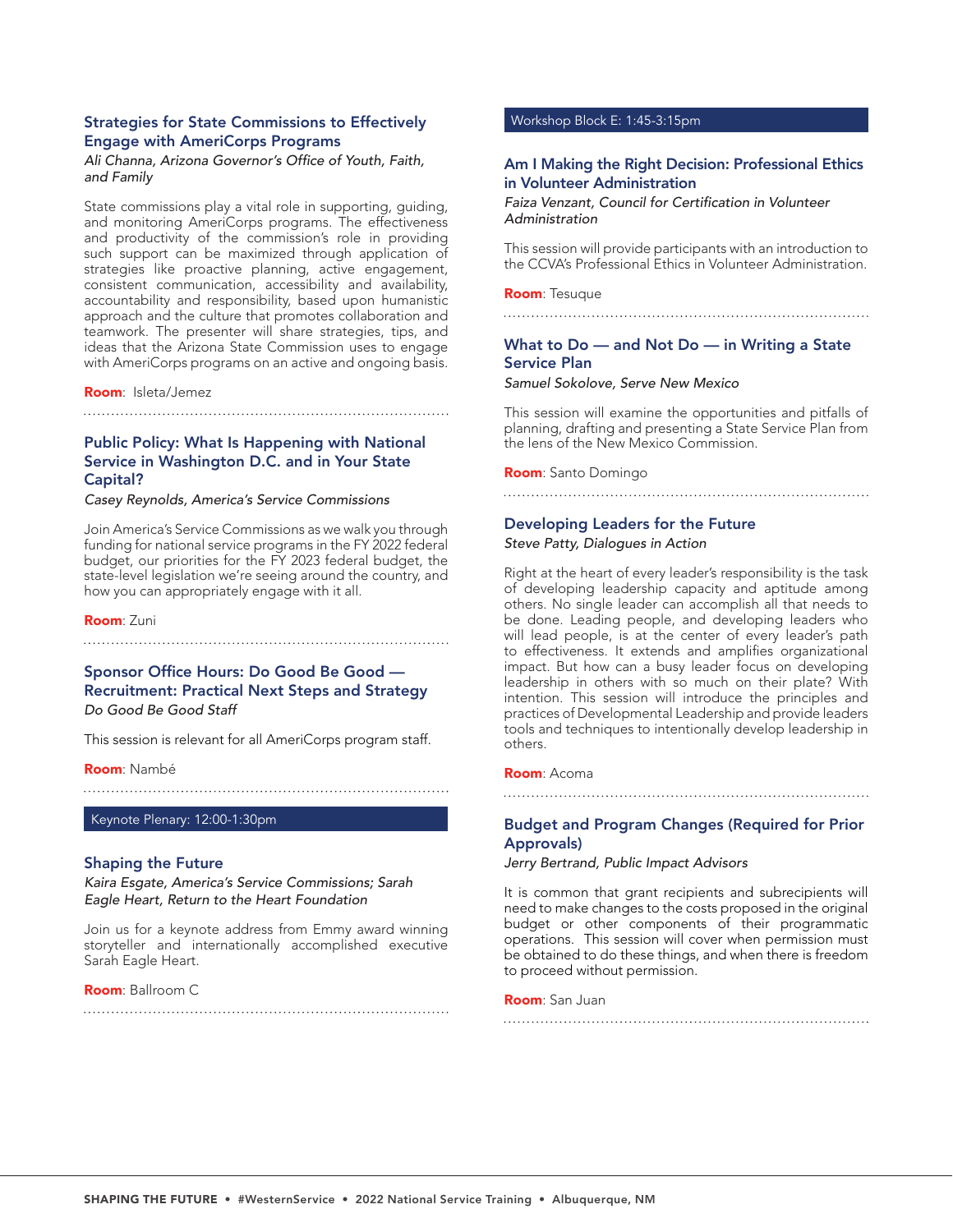### Strategies for State Commissions to Effectively Engage with AmeriCorps Programs

*Ali Channa, Arizona Governor's Office of Youth, Faith, and Family*

State commissions play a vital role in supporting, guiding, and monitoring AmeriCorps programs. The effectiveness and productivity of the commission's role in providing such support can be maximized through application of strategies like proactive planning, active engagement, consistent communication, accessibility and availability, accountability and responsibility, based upon humanistic approach and the culture that promotes collaboration and teamwork. The presenter will share strategies, tips, and ideas that the Arizona State Commission uses to engage with AmeriCorps programs on an active and ongoing basis.

**Room**: Isleta/Jemez

### Public Policy: What Is Happening with National Service in Washington D.C. and in Your State Capital?

*Casey Reynolds, America's Service Commissions*

Join America's Service Commissions as we walk you through funding for national service programs in the FY 2022 federal budget, our priorities for the FY 2023 federal budget, the state-level legislation we're seeing around the country, and how you can appropriately engage with it all.

**Room**: Zuni

### Sponsor Office Hours: Do Good Be Good — Recruitment: Practical Next Steps and Strategy

*Do Good Be Good Staff*

This session is relevant for all AmeriCorps program staff.

**Room**: Nambé

## Keynote Plenary: 12:00-1:30pm

### Shaping the Future

*Kaira Esgate, America's Service Commissions; Sarah Eagle Heart, Return to the Heart Foundation*

Join us for a keynote address from Emmy award winning storyteller and internationally accomplished executive Sarah Eagle Heart.

**Room**: Ballroom C

## Workshop Block E: 1:45-3:15pm

### Am I Making the Right Decision: Professional Ethics in Volunteer Administration

*Faiza Venzant, Council for Certification in Volunteer Administration*

This session will provide participants with an introduction to the CCVA's Professional Ethics in Volunteer Administration.

**Room**: Tesuque

### What to Do — and Not Do — in Writing a State Service Plan

*Samuel Sokolove, Serve New Mexico*

This session will examine the opportunities and pitfalls of planning, drafting and presenting a State Service Plan from the lens of the New Mexico Commission.

**Room**: Santo Domingo

### Developing Leaders for the Future

*Steve Patty, Dialogues in Action*

Right at the heart of every leader's responsibility is the task of developing leadership capacity and aptitude among others. No single leader can accomplish all that needs to be done. Leading people, and developing leaders who will lead people, is at the center of every leader's path to effectiveness. It extends and amplifies organizational impact. But how can a busy leader focus on developing leadership in others with so much on their plate? With intention. This session will introduce the principles and practices of Developmental Leadership and provide leaders tools and techniques to intentionally develop leadership in others.

**Room**: Acoma

### Budget and Program Changes (Required for Prior Approvals)

*Jerry Bertrand, Public Impact Advisors*

It is common that grant recipients and subrecipients will need to make changes to the costs proposed in the original budget or other components of their programmatic operations. This session will cover when permission must be obtained to do these things, and when there is freedom to proceed without permission.

**Room**: San Juan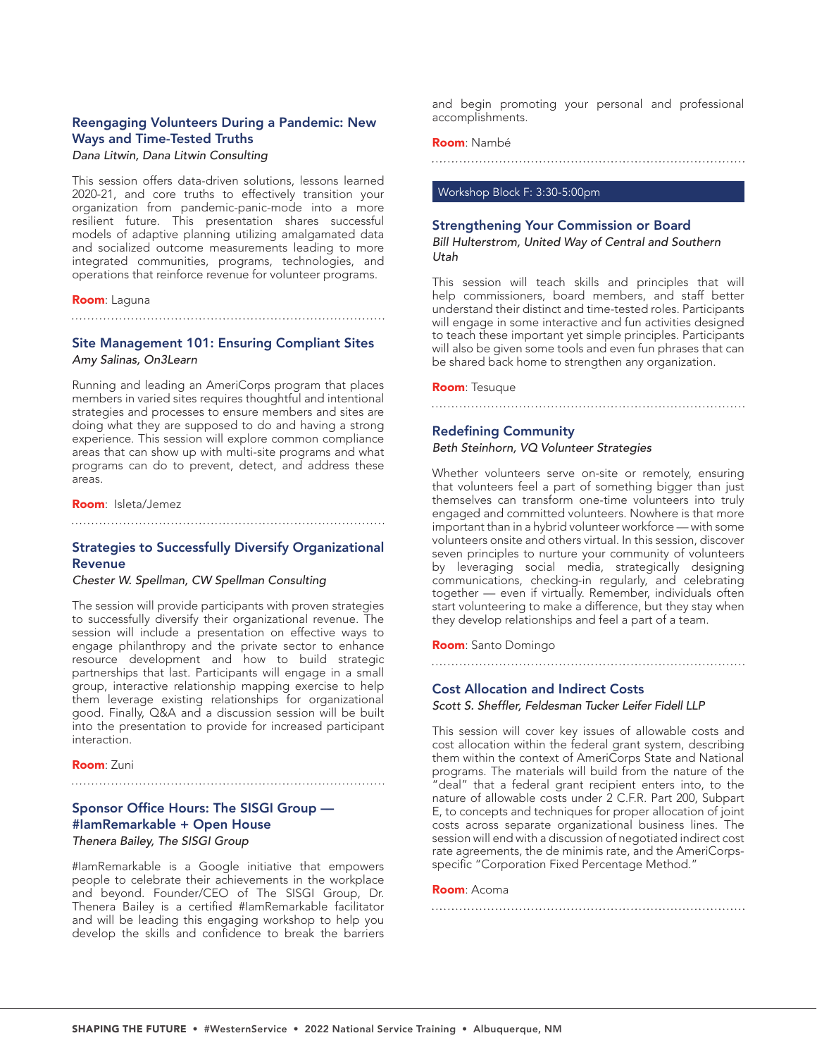### Reengaging Volunteers During a Pandemic: New Ways and Time-Tested Truths

*Dana Litwin, Dana Litwin Consulting*

This session offers data-driven solutions, lessons learned 2020-21, and core truths to effectively transition your organization from pandemic-panic-mode into a more resilient future. This presentation shares successful models of adaptive planning utilizing amalgamated data and socialized outcome measurements leading to more integrated communities, programs, technologies, and operations that reinforce revenue for volunteer programs.

**Room**: Laguna

### Site Management 101: Ensuring Compliant Sites

*Amy Salinas, On3Learn*

Running and leading an AmeriCorps program that places members in varied sites requires thoughtful and intentional strategies and processes to ensure members and sites are doing what they are supposed to do and having a strong experience. This session will explore common compliance areas that can show up with multi-site programs and what programs can do to prevent, detect, and address these areas.

**Room**: Isleta/Jemez

### Strategies to Successfully Diversify Organizational Revenue

*Chester W. Spellman, CW Spellman Consulting*

The session will provide participants with proven strategies to successfully diversify their organizational revenue. The session will include a presentation on effective ways to engage philanthropy and the private sector to enhance resource development and how to build strategic partnerships that last. Participants will engage in a small group, interactive relationship mapping exercise to help them leverage existing relationships for organizational good. Finally, Q&A and a discussion session will be built into the presentation to provide for increased participant interaction.

**Room**: Zuni

### Sponsor Office Hours: The SISGI Group — #IamRemarkable + Open House

*Thenera Bailey, The SISGI Group*

#IamRemarkable is a Google initiative that empowers people to celebrate their achievements in the workplace and beyond. Founder/CEO of The SISGI Group, Dr. Thenera Bailey is a certified #IamRemarkable facilitator and will be leading this engaging workshop to help you develop the skills and confidence to break the barriers and begin promoting your personal and professional accomplishments.

**Room**: Nambé

## Workshop Block F: 3:30-5:00pm

### Strengthening Your Commission or Board

*Bill Hulterstrom, United Way of Central and Southern Utah*

This session will teach skills and principles that will help commissioners, board members, and staff better understand their distinct and time-tested roles. Participants will engage in some interactive and fun activities designed to teach these important yet simple principles. Participants will also be given some tools and even fun phrases that can be shared back home to strengthen any organization.

**Room**: Tesuque

### Redefining Community

*Beth Steinhorn, VQ Volunteer Strategies*

Whether volunteers serve on-site or remotely, ensuring that volunteers feel a part of something bigger than just themselves can transform one-time volunteers into truly engaged and committed volunteers. Nowhere is that more important than in a hybrid volunteer workforce — with some volunteers onsite and others virtual. In this session, discover seven principles to nurture your community of volunteers by leveraging social media, strategically designing communications, checking-in regularly, and celebrating together — even if virtually. Remember, individuals often start volunteering to make a difference, but they stay when they develop relationships and feel a part of a team.

**Room**: Santo Domingo

### Cost Allocation and Indirect Costs

*Scott S. Sheffler, Feldesman Tucker Leifer Fidell LLP*

This session will cover key issues of allowable costs and cost allocation within the federal grant system, describing them within the context of AmeriCorps State and National programs. The materials will build from the nature of the "deal" that a federal grant recipient enters into, to the nature of allowable costs under 2 C.F.R. Part 200, Subpart E, to concepts and techniques for proper allocation of joint costs across separate organizational business lines. The session will end with a discussion of negotiated indirect cost rate agreements, the de minimis rate, and the AmeriCorps-specific "Corporation Fixed Percentage Method."

**Room**: Acoma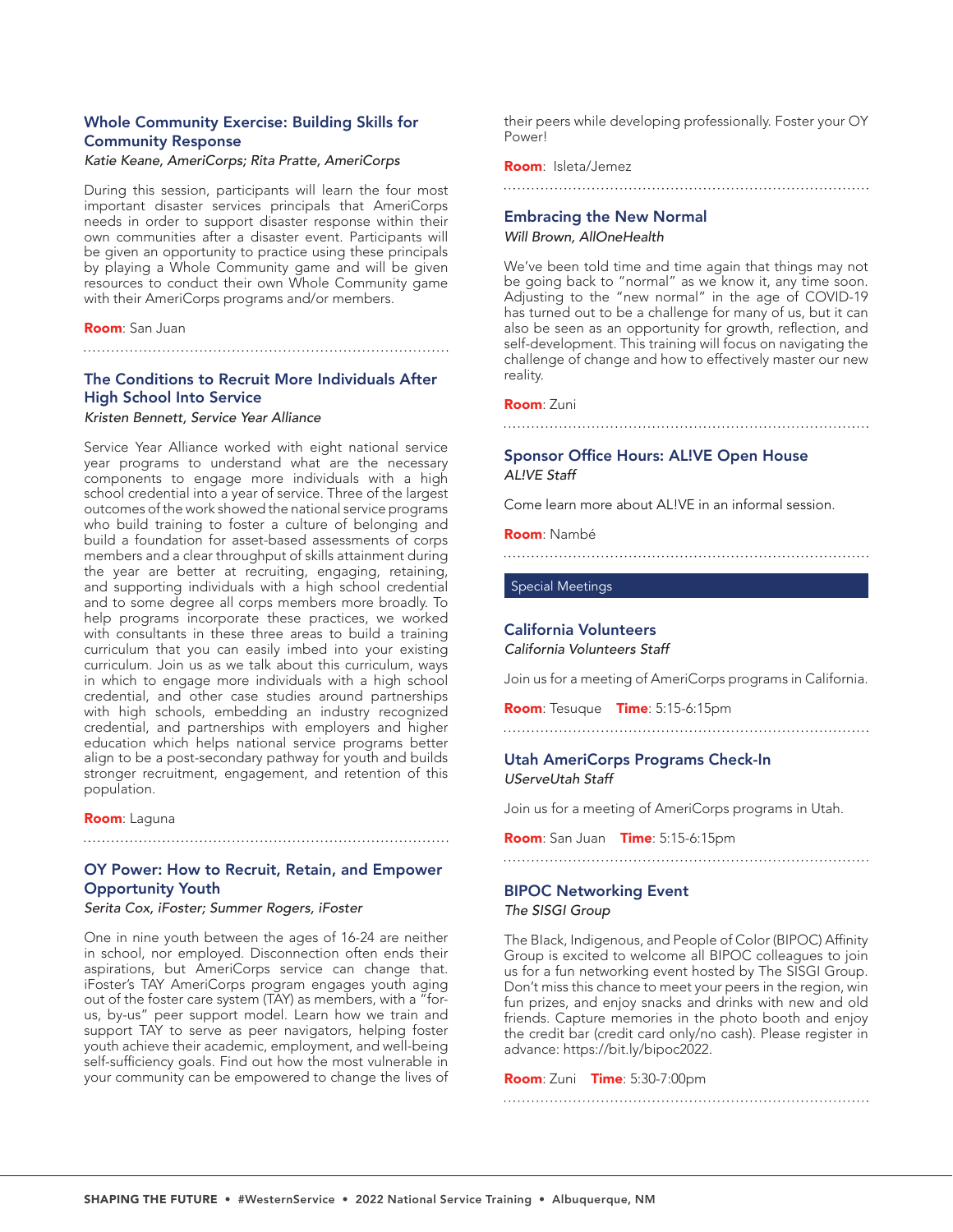### Whole Community Exercise: Building Skills for Community Response

*Katie Keane, AmeriCorps; Rita Pratte, AmeriCorps*

During this session, participants will learn the four most important disaster services principals that AmeriCorps needs in order to support disaster response within their own communities after a disaster event. Participants will be given an opportunity to practice using these principals by playing a Whole Community game and will be given resources to conduct their own Whole Community game with their AmeriCorps programs and/or members.

**Room**: San Juan

### The Conditions to Recruit More Individuals After High School Into Service

*Kristen Bennett, Service Year Alliance*

Service Year Alliance worked with eight national service year programs to understand what are the necessary components to engage more individuals with a high school credential into a year of service. Three of the largest outcomes of the work showed the national service programs who build training to foster a culture of belonging and build a foundation for asset-based assessments of corps members and a clear throughput of skills attainment during the year are better at recruiting, engaging, retaining, and supporting individuals with a high school credential and to some degree all corps members more broadly. To help programs incorporate these practices, we worked with consultants in these three areas to build a training curriculum that you can easily imbed into your existing curriculum. Join us as we talk about this curriculum, ways in which to engage more individuals with a high school credential, and other case studies around partnerships with high schools, embedding an industry recognized credential, and partnerships with employers and higher education which helps national service programs better align to be a post-secondary pathway for youth and builds stronger recruitment, engagement, and retention of this population.

**Room**: Laguna

### OY Power: How to Recruit, Retain, and Empower Opportunity Youth

*Serita Cox, iFoster; Summer Rogers, iFoster*

One in nine youth between the ages of 16-24 are neither in school, nor employed. Disconnection often ends their aspirations, but AmeriCorps service can change that. iFoster's TAY AmeriCorps program engages youth aging out of the foster care system (TAY) as members, with a "for-us, by-us" peer support model. Learn how we train and support TAY to serve as peer navigators, helping foster youth achieve their academic, employment, and well-being self-sufficiency goals. Find out how the most vulnerable in your community can be empowered to change the lives of their peers while developing professionally. Foster your OY Power!

**Room**: Isleta/Jemez

### Embracing the New Normal

*Will Brown, AllOneHealth*

We've been told time and time again that things may not be going back to "normal" as we know it, any time soon. Adjusting to the "new normal" in the age of COVID-19 has turned out to be a challenge for many of us, but it can also be seen as an opportunity for growth, reflection, and self-development. This training will focus on navigating the challenge of change and how to effectively master our new reality.

**Room**: Zuni

### Sponsor Office Hours: AL!VE Open House

*AL!VE Staff*

Come learn more about AL!VE in an informal session.

**Room**: Nambé

## Special Meetings

### California Volunteers

*California Volunteers Staff*

Join us for a meeting of AmeriCorps programs in California.

**Room**: Tesuque **Time**: 5:15-6:15pm

### Utah AmeriCorps Programs Check-In

*UServeUtah Staff*

Join us for a meeting of AmeriCorps programs in Utah.

**Room**: San Juan **Time**: 5:15-6:15pm

### BIPOC Networking Event

*The SISGI Group*

The Black, Indigenous, and People of Color (BIPOC) Affinity Group is excited to welcome all BIPOC colleagues to join us for a fun networking event hosted by The SISGI Group. Don't miss this chance to meet your peers in the region, win fun prizes, and enjoy snacks and drinks with new and old friends. Capture memories in the photo booth and enjoy the credit bar (credit card only/no cash). Please register in advance: https://bit.ly/bipoc2022.

**Room**: Zuni **Time**: 5:30-7:00pm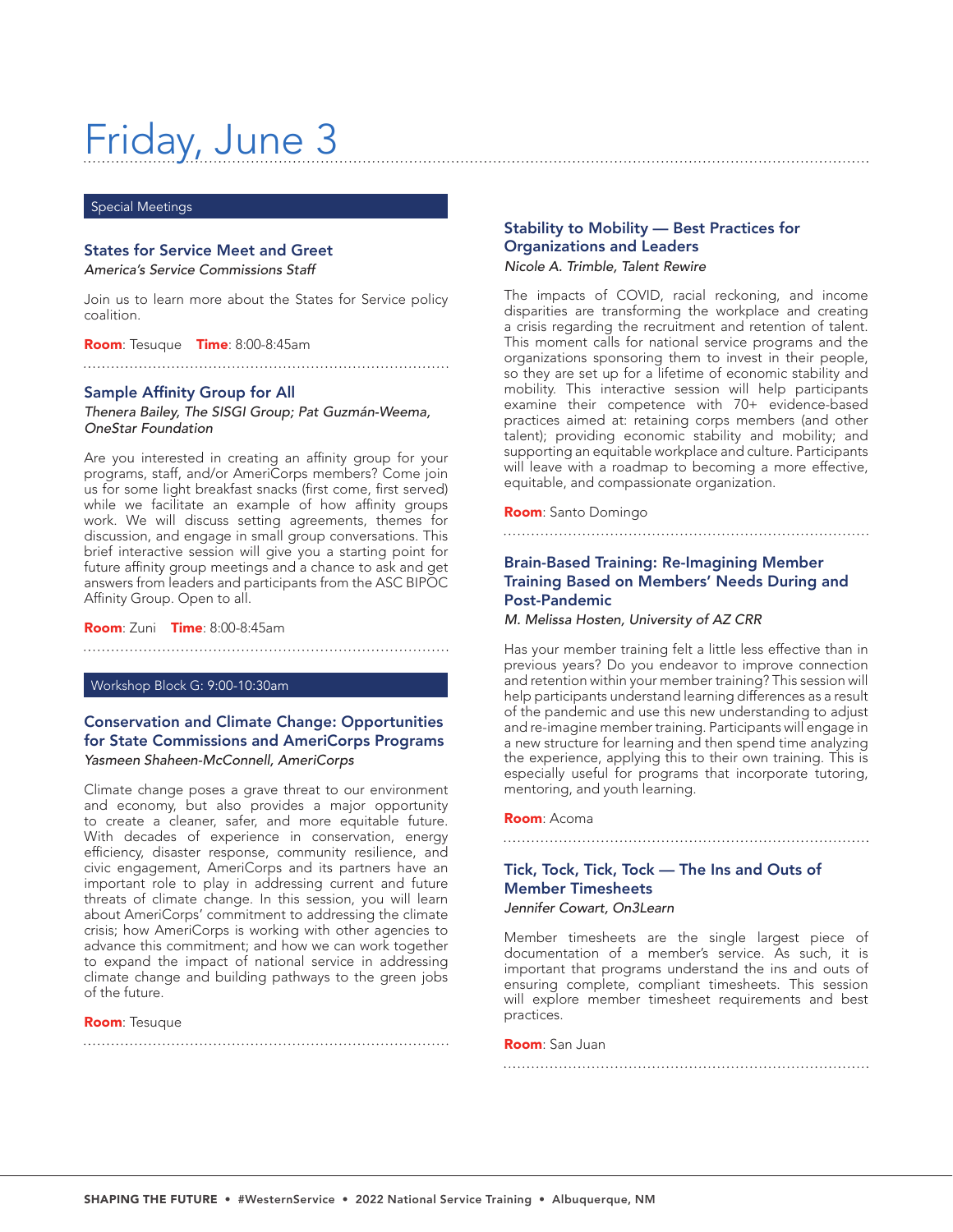# Friday, June 3

## Special Meetings

### States for Service Meet and Greet

*America's Service Commissions Staff*

Join us to learn more about the States for Service policy coalition.

**Room**: Tesuque **Time**: 8:00-8:45am

### Sample Affinity Group for All

*Thenera Bailey, The SISGI Group; Pat Guzmán-Weema, OneStar Foundation*

Are you interested in creating an affinity group for your programs, staff, and/or AmeriCorps members? Come join us for some light breakfast snacks (first come, first served) while we facilitate an example of how affinity groups work. We will discuss setting agreements, themes for discussion, and engage in small group conversations. This brief interactive session will give you a starting point for future affinity group meetings and a chance to ask and get answers from leaders and participants from the ASC BIPOC Affinity Group. Open to all.

**Room**: Zuni **Time**: 8:00-8:45am

## Workshop Block G: 9:00-10:30am

### Conservation and Climate Change: Opportunities for State Commissions and AmeriCorps Programs

*Yasmeen Shaheen-McConnell, AmeriCorps*

Climate change poses a grave threat to our environment and economy, but also provides a major opportunity to create a cleaner, safer, and more equitable future. With decades of experience in conservation, energy efficiency, disaster response, community resilience, and civic engagement, AmeriCorps and its partners have an important role to play in addressing current and future threats of climate change. In this session, you will learn about AmeriCorps' commitment to addressing the climate crisis; how AmeriCorps is working with other agencies to advance this commitment; and how we can work together to expand the impact of national service in addressing climate change and building pathways to the green jobs of the future.

**Room**: Tesuque

### Stability to Mobility — Best Practices for Organizations and Leaders

*Nicole A. Trimble, Talent Rewire*

The impacts of COVID, racial reckoning, and income disparities are transforming the workplace and creating a crisis regarding the recruitment and retention of talent. This moment calls for national service programs and the organizations sponsoring them to invest in their people, so they are set up for a lifetime of economic stability and mobility. This interactive session will help participants examine their competence with 70+ evidence-based practices aimed at: retaining corps members (and other talent); providing economic stability and mobility; and supporting an equitable workplace and culture. Participants will leave with a roadmap to becoming a more effective, equitable, and compassionate organization.

**Room**: Santo Domingo

### Brain-Based Training: Re-Imagining Member Training Based on Members' Needs During and Post-Pandemic

*M. Melissa Hosten, University of AZ CRR*

Has your member training felt a little less effective than in previous years? Do you endeavor to improve connection and retention within your member training? This session will help participants understand learning differences as a result of the pandemic and use this new understanding to adjust and re-imagine member training. Participants will engage in a new structure for learning and then spend time analyzing the experience, applying this to their own training. This is especially useful for programs that incorporate tutoring, mentoring, and youth learning.

**Room**: Acoma

### Tick, Tock, Tick, Tock — The Ins and Outs of Member Timesheets

*Jennifer Cowart, On3Learn*

Member timesheets are the single largest piece of documentation of a member's service. As such, it is important that programs understand the ins and outs of ensuring complete, compliant timesheets. This session will explore member timesheet requirements and best practices.

**Room**: San Juan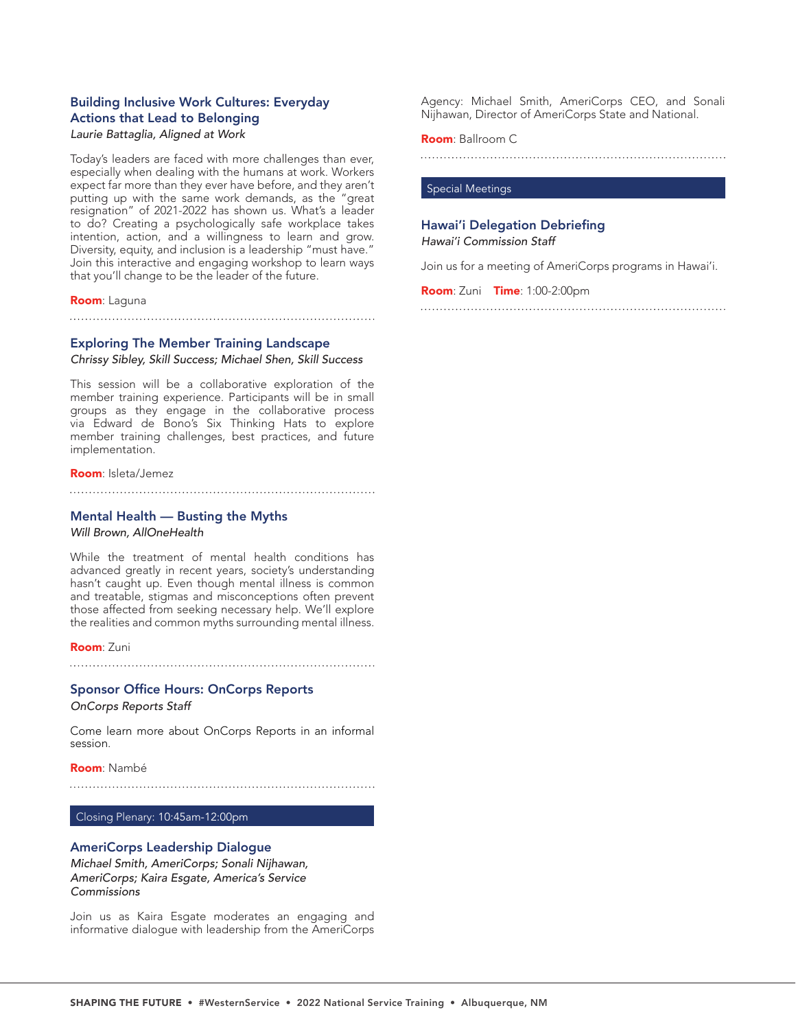### Building Inclusive Work Cultures: Everyday Actions that Lead to Belonging

*Laurie Battaglia, Aligned at Work*

Today's leaders are faced with more challenges than ever, especially when dealing with the humans at work. Workers expect far more than they ever have before, and they aren't putting up with the same work demands, as the "great resignation" of 2021-2022 has shown us. What's a leader to do? Creating a psychologically safe workplace takes intention, action, and a willingness to learn and grow. Diversity, equity, and inclusion is a leadership "must have." Join this interactive and engaging workshop to learn ways that you'll change to be the leader of the future.

**Room**: Laguna

### Exploring The Member Training Landscape

*Chrissy Sibley, Skill Success; Michael Shen, Skill Success*

This session will be a collaborative exploration of the member training experience. Participants will be in small groups as they engage in the collaborative process via Edward de Bono's Six Thinking Hats to explore member training challenges, best practices, and future implementation.

**Room**: Isleta/Jemez

### Mental Health — Busting the Myths

*Will Brown, AllOneHealth*

While the treatment of mental health conditions has advanced greatly in recent years, society's understanding hasn't caught up. Even though mental illness is common and treatable, stigmas and misconceptions often prevent those affected from seeking necessary help. We'll explore the realities and common myths surrounding mental illness.

**Room**: Zuni

### Sponsor Office Hours: OnCorps Reports

*OnCorps Reports Staff*

Come learn more about OnCorps Reports in an informal session.

**Room**: Nambé

## Closing Plenary: 10:45am-12:00pm

### AmeriCorps Leadership Dialogue

*Michael Smith, AmeriCorps; Sonali Nijhawan, AmeriCorps; Kaira Esgate, America's Service Commissions*

Join us as Kaira Esgate moderates an engaging and informative dialogue with leadership from the AmeriCorps Agency: Michael Smith, AmeriCorps CEO, and Sonali Nijhawan, Director of AmeriCorps State and National.

**Room**: Ballroom C

## Special Meetings

### Hawai'i Delegation Debriefing

*Hawai'i Commission Staff*

Join us for a meeting of AmeriCorps programs in Hawai'i.

**Room**: Zuni **Time**: 1:00-2:00pm